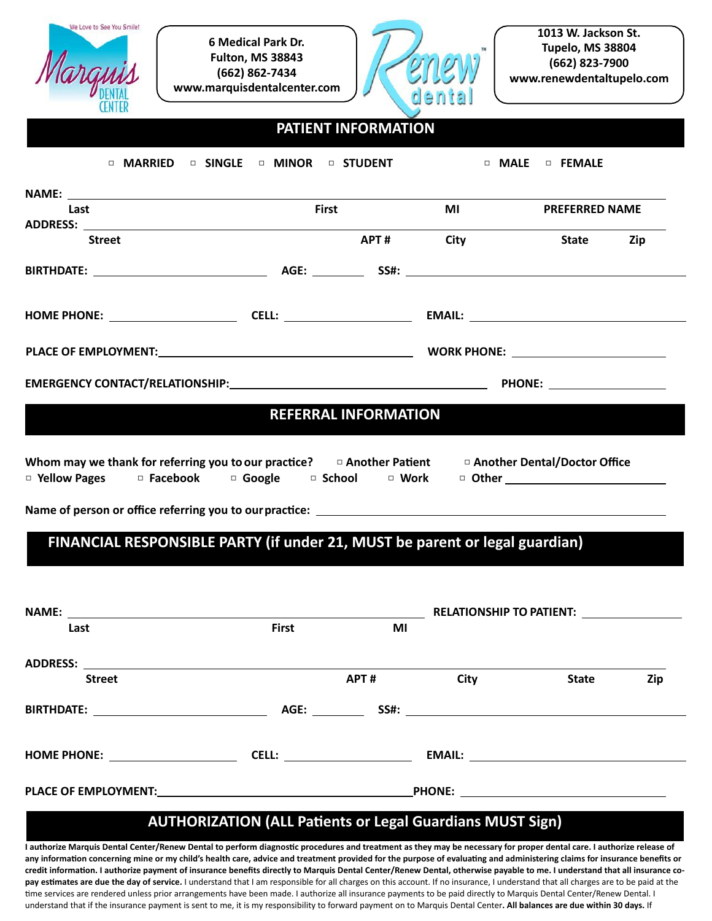We Love to See You Smile!

Marquis DENTAL CENTER

6 Medical Park Dr.
Fulton, MS 38843
(662) 862-7434
www.marquisdentalcenter.com

Renew™ dental

1013 W. Jackson St.
Tupelo, MS 38804
(662) 823-7900
www.renewdentaltupelo.com

## PATIENT INFORMATION

□ MARRIED □ SINGLE □ MINOR □ STUDENT □ MALE □ FEMALE

**NAME:** ______________________________________________

Last First MI PREFERRED NAME

**ADDRESS:** ______________________________________________

Street APT # City State Zip

**BIRTHDATE:** ____________ **AGE:** ______ **SS#:** ____________

**HOME PHONE:** ____________ **CELL:** ____________ **EMAIL:** ____________

**PLACE OF EMPLOYMENT:** ____________ **WORK PHONE:** ____________

**EMERGENCY CONTACT/RELATIONSHIP:** ____________ **PHONE:** ____________

## REFERRAL INFORMATION

**Whom may we thank for referring you to our practice?** □ Another Patient □ Another Dental/Doctor Office
□ Yellow Pages □ Facebook □ Google □ School □ Work □ Other ____________

**Name of person or office referring you to our practice:** ____________

## FINANCIAL RESPONSIBLE PARTY (if under 21, MUST be parent or legal guardian)

**NAME:** ____________ **RELATIONSHIP TO PATIENT:** ____________

Last First MI

**ADDRESS:** ______________________________________________

Street APT # City State Zip

**BIRTHDATE:** ____________ **AGE:** ______ **SS#:** ____________

**HOME PHONE:** ____________ **CELL:** ____________ **EMAIL:** ____________

**PLACE OF EMPLOYMENT:** ____________ **PHONE:** ____________

## AUTHORIZATION (ALL Patients or Legal Guardians MUST Sign)

**I authorize Marquis Dental Center/Renew Dental to perform diagnostic procedures and treatment as they may be necessary for proper dental care. I authorize release of any information concerning mine or my child's health care, advice and treatment provided for the purpose of evaluating and administering claims for insurance benefits or credit information. I authorize payment of insurance benefits directly to Marquis Dental Center/Renew Dental, otherwise payable to me. I understand that all insurance co-pay estimates are due the day of service.** I understand that I am responsible for all charges on this account. If no insurance, I understand that all charges are to be paid at the time services are rendered unless prior arrangements have been made. I authorize all insurance payments to be paid directly to Marquis Dental Center/Renew Dental. I understand that if the insurance payment is sent to me, it is my responsibility to forward payment on to Marquis Dental Center**. All balances are due within 30 days.** If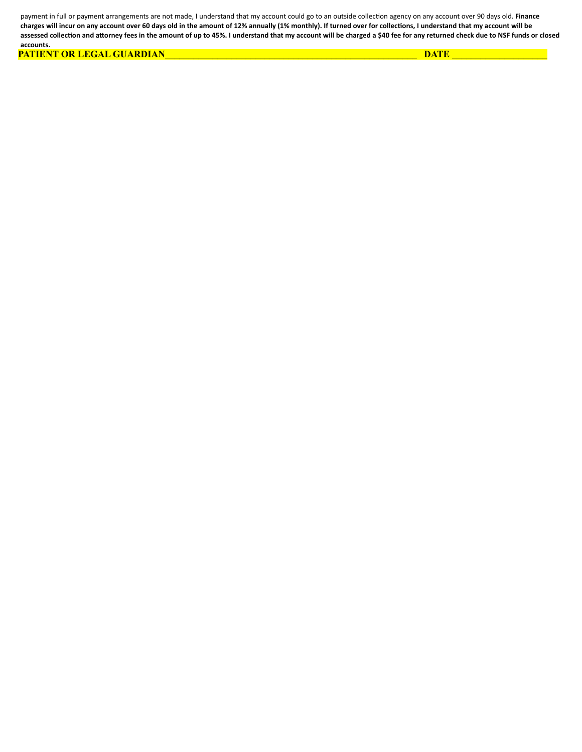payment in full or payment arrangements are not made, I understand that my account could go to an outside collection agency on any account over 90 days old. **Finance charges will incur on any account over 60 days old in the amount of 12% annually (1% monthly). If turned over for collections, I understand that my account will be assessed collection and attorney fees in the amount of up to 45%. I understand that my account will be charged a $40 fee for any returned check due to NSF funds or closed accounts.**

**PATIENT OR LEGAL GUARDIAN**\_\_\_\_\_\_\_\_\_\_\_\_\_\_\_\_\_\_\_\_\_\_\_\_\_\_\_\_\_\_\_\_\_\_\_\_\_\_\_\_\_\_\_\_\_\_\_\_ **DATE** \_\_\_\_\_\_\_\_\_\_\_\_\_\_\_\_\_\_\_\_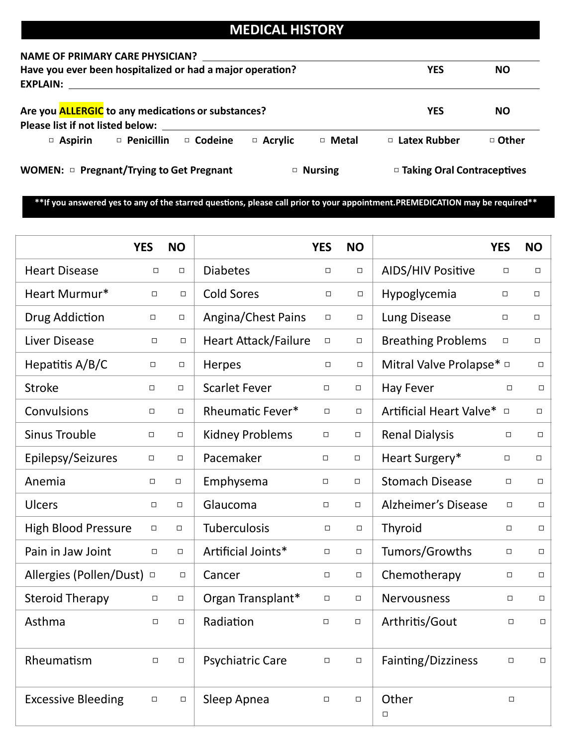## MEDICAL HISTORY

**NAME OF PRIMARY CARE PHYSICIAN?** ______________________________

**Have you ever been hospitalized or had a major operation?** **YES** **NO**

**EXPLAIN:** ______________________________

**Are you ALLERGIC to any medications or substances?** **YES** **NO**

**Please list if not listed below:** ______________________________

▫ **Aspirin** ▫ **Penicillin** ▫ **Codeine** ▫ **Acrylic** ▫ **Metal** ▫ **Latex Rubber** ▫ **Other**

**WOMEN:** ▫ **Pregnant/Trying to Get Pregnant** ▫ **Nursing** ▫ **Taking Oral Contraceptives**

**\*\*If you answered yes to any of the starred questions, please call prior to your appointment.PREMEDICATION may be required\*\***

| | YES | NO | | YES | NO | | YES | NO |
|---|---|---|---|---|---|---|---|---|
| Heart Disease | ▫ | ▫ | Diabetes | ▫ | ▫ | AIDS/HIV Positive | ▫ | ▫ |
| Heart Murmur* | ▫ | ▫ | Cold Sores | ▫ | ▫ | Hypoglycemia | ▫ | ▫ |
| Drug Addiction | ▫ | ▫ | Angina/Chest Pains | ▫ | ▫ | Lung Disease | ▫ | ▫ |
| Liver Disease | ▫ | ▫ | Heart Attack/Failure | ▫ | ▫ | Breathing Problems | ▫ | ▫ |
| Hepatitis A/B/C | ▫ | ▫ | Herpes | ▫ | ▫ | Mitral Valve Prolapse* | ▫ | ▫ |
| Stroke | ▫ | ▫ | Scarlet Fever | ▫ | ▫ | Hay Fever | ▫ | ▫ |
| Convulsions | ▫ | ▫ | Rheumatic Fever* | ▫ | ▫ | Artificial Heart Valve* | ▫ | ▫ |
| Sinus Trouble | ▫ | ▫ | Kidney Problems | ▫ | ▫ | Renal Dialysis | ▫ | ▫ |
| Epilepsy/Seizures | ▫ | ▫ | Pacemaker | ▫ | ▫ | Heart Surgery* | ▫ | ▫ |
| Anemia | ▫ | ▫ | Emphysema | ▫ | ▫ | Stomach Disease | ▫ | ▫ |
| Ulcers | ▫ | ▫ | Glaucoma | ▫ | ▫ | Alzheimer's Disease | ▫ | ▫ |
| High Blood Pressure | ▫ | ▫ | Tuberculosis | ▫ | ▫ | Thyroid | ▫ | ▫ |
| Pain in Jaw Joint | ▫ | ▫ | Artificial Joints* | ▫ | ▫ | Tumors/Growths | ▫ | ▫ |
| Allergies (Pollen/Dust) | ▫ | ▫ | Cancer | ▫ | ▫ | Chemotherapy | ▫ | ▫ |
| Steroid Therapy | ▫ | ▫ | Organ Transplant* | ▫ | ▫ | Nervousness | ▫ | ▫ |
| Asthma | ▫ | ▫ | Radiation | ▫ | ▫ | Arthritis/Gout | ▫ | ▫ |
| Rheumatism | ▫ | ▫ | Psychiatric Care | ▫ | ▫ | Fainting/Dizziness | ▫ | ▫ |
| Excessive Bleeding | ▫ | ▫ | Sleep Apnea | ▫ | ▫ | Other ▫ | ▫ | |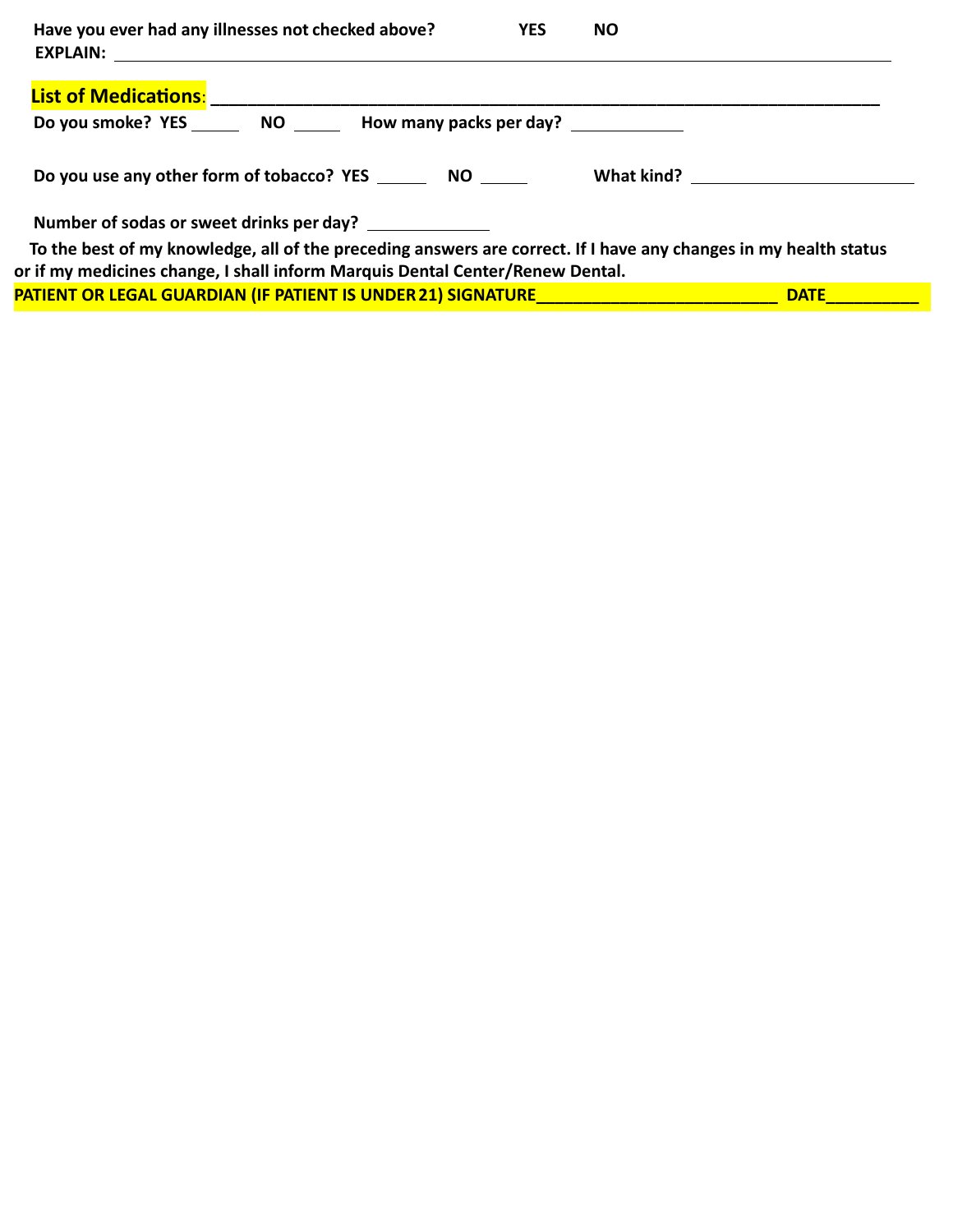**Have you ever had any illnesses not checked above?** **YES** **NO**

**EXPLAIN:** ______________________________________________________________________________

**List of Medications**: ______________________________________________________________________

**Do you smoke? YES** ______ **NO** ______ **How many packs per day?** ____________

**Do you use any other form of tobacco? YES** ______ **NO** ______ **What kind?** ________________________

**Number of sodas or sweet drinks per day?** _____________

**To the best of my knowledge, all of the preceding answers are correct. If I have any changes in my health status or if my medicines change, I shall inform Marquis Dental Center/Renew Dental.**

**PATIENT OR LEGAL GUARDIAN (IF PATIENT IS UNDER 21) SIGNATURE**__________________________ **DATE**__________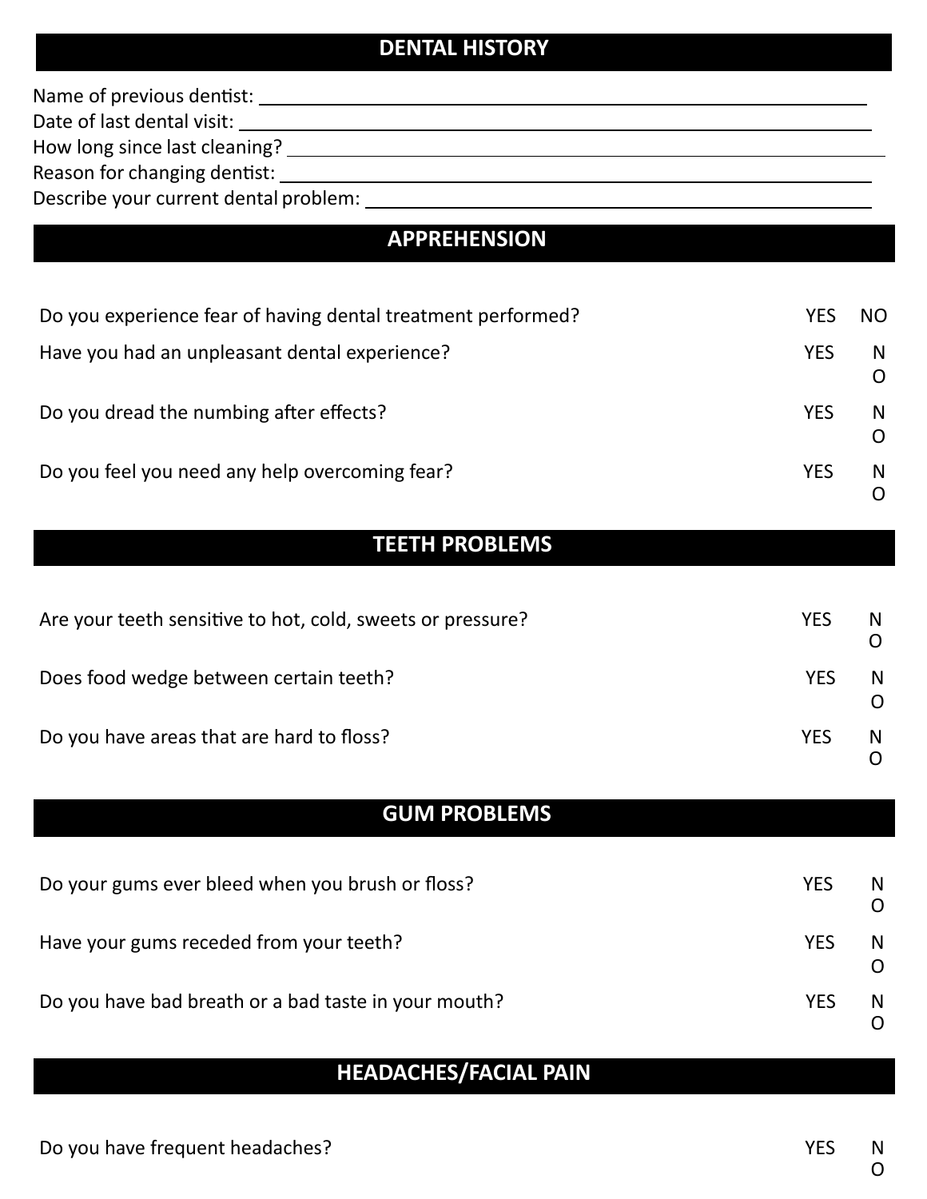## DENTAL HISTORY

Name of previous dentist: \_\_\_\_\_\_\_\_\_\_\_\_\_\_\_\_\_\_\_\_\_\_\_\_\_\_\_\_\_\_\_\_\_\_\_\_\_\_\_\_

Date of last dental visit: \_\_\_\_\_\_\_\_\_\_\_\_\_\_\_\_\_\_\_\_\_\_\_\_\_\_\_\_\_\_\_\_\_\_\_\_\_\_\_\_

How long since last cleaning? \_\_\_\_\_\_\_\_\_\_\_\_\_\_\_\_\_\_\_\_\_\_\_\_\_\_\_\_\_\_\_\_\_\_\_\_\_\_\_\_

Reason for changing dentist: \_\_\_\_\_\_\_\_\_\_\_\_\_\_\_\_\_\_\_\_\_\_\_\_\_\_\_\_\_\_\_\_\_\_\_\_\_\_\_\_

Describe your current dental problem: \_\_\_\_\_\_\_\_\_\_\_\_\_\_\_\_\_\_\_\_\_\_\_\_\_\_\_\_\_\_\_\_\_\_\_\_\_\_\_\_

## APPREHENSION

| | | |
|---|---|---|
| Do you experience fear of having dental treatment performed? | YES | NO |
| Have you had an unpleasant dental experience? | YES | NO |
| Do you dread the numbing after effects? | YES | NO |
| Do you feel you need any help overcoming fear? | YES | NO |

## TEETH PROBLEMS

| | | |
|---|---|---|
| Are your teeth sensitive to hot, cold, sweets or pressure? | YES | NO |
| Does food wedge between certain teeth? | YES | NO |
| Do you have areas that are hard to floss? | YES | NO |

## GUM PROBLEMS

| | | |
|---|---|---|
| Do your gums ever bleed when you brush or floss? | YES | NO |
| Have your gums receded from your teeth? | YES | NO |
| Do you have bad breath or a bad taste in your mouth? | YES | NO |

## HEADACHES/FACIAL PAIN

| | | |
|---|---|---|
| Do you have frequent headaches? | YES | NO |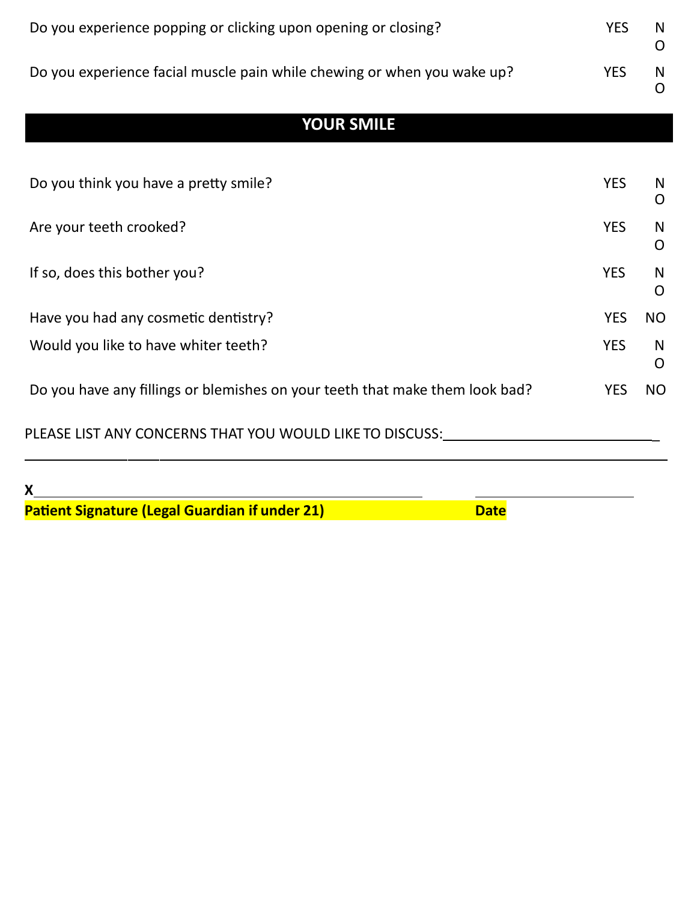Do you experience popping or clicking upon opening or closing? YES NO

Do you experience facial muscle pain while chewing or when you wake up? YES NO

## YOUR SMILE

Do you think you have a pretty smile? YES NO

Are your teeth crooked? YES NO

If so, does this bother you? YES NO

Have you had any cosmetic dentistry? YES NO

Would you like to have whiter teeth? YES NO

Do you have any fillings or blemishes on your teeth that make them look bad? YES NO

PLEASE LIST ANY CONCERNS THAT YOU WOULD LIKE TO DISCUSS:_____________________________

_____________________________________________________________________________

X_____________________________________________ ____________________

**Patient Signature (Legal Guardian if under 21)** **Date**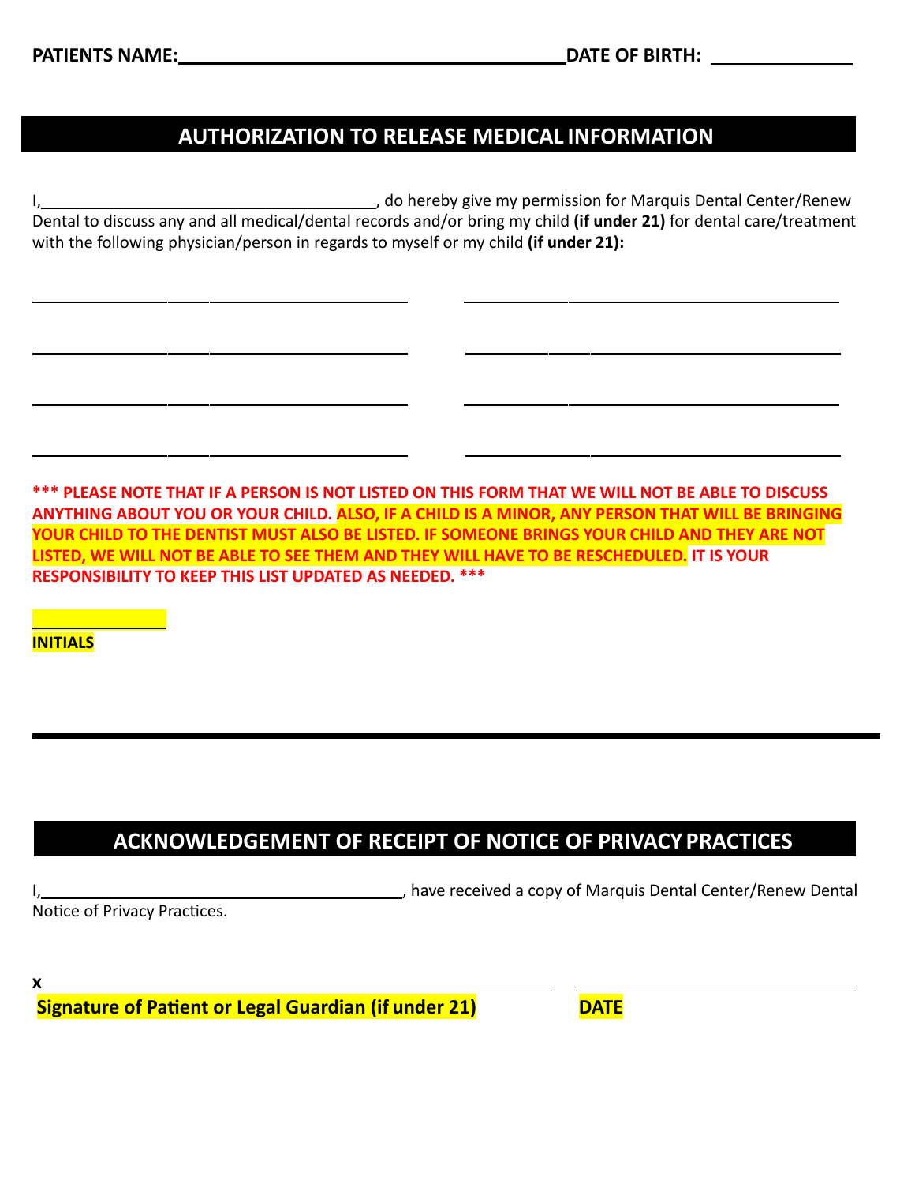**PATIENTS NAME:**\_\_\_\_\_\_\_\_\_\_\_\_\_\_\_\_\_\_\_\_\_\_\_\_\_\_\_\_\_\_\_\_\_\_\_\_\_\_\_\_ **DATE OF BIRTH:** \_\_\_\_\_\_\_\_\_\_\_\_\_\_

## AUTHORIZATION TO RELEASE MEDICAL INFORMATION

I,\_\_\_\_\_\_\_\_\_\_\_\_\_\_\_\_\_\_\_\_\_\_\_\_\_\_\_\_\_\_\_\_\_\_\_\_\_\_\_\_, do hereby give my permission for Marquis Dental Center/Renew Dental to discuss any and all medical/dental records and/or bring my child **(if under 21)** for dental care/treatment with the following physician/person in regards to myself or my child **(if under 21):**

\_\_\_\_\_\_\_\_\_\_\_\_\_\_\_\_\_\_\_\_\_\_\_\_\_\_\_\_\_\_\_\_\_\_\_\_\_\_\_\_ \_\_\_\_\_\_\_\_\_\_\_\_\_\_\_\_\_\_\_\_\_\_\_\_\_\_\_\_\_\_\_\_\_\_\_\_\_\_\_\_

\_\_\_\_\_\_\_\_\_\_\_\_\_\_\_\_\_\_\_\_\_\_\_\_\_\_\_\_\_\_\_\_\_\_\_\_\_\_\_\_ \_\_\_\_\_\_\_\_\_\_\_\_\_\_\_\_\_\_\_\_\_\_\_\_\_\_\_\_\_\_\_\_\_\_\_\_\_\_\_\_

\_\_\_\_\_\_\_\_\_\_\_\_\_\_\_\_\_\_\_\_\_\_\_\_\_\_\_\_\_\_\_\_\_\_\_\_\_\_\_\_ \_\_\_\_\_\_\_\_\_\_\_\_\_\_\_\_\_\_\_\_\_\_\_\_\_\_\_\_\_\_\_\_\_\_\_\_\_\_\_\_

\_\_\_\_\_\_\_\_\_\_\_\_\_\_\_\_\_\_\_\_\_\_\_\_\_\_\_\_\_\_\_\_\_\_\_\_\_\_\_\_ \_\_\_\_\_\_\_\_\_\_\_\_\_\_\_\_\_\_\_\_\_\_\_\_\_\_\_\_\_\_\_\_\_\_\_\_\_\_\_\_

**\*\*\* PLEASE NOTE THAT IF A PERSON IS NOT LISTED ON THIS FORM THAT WE WILL NOT BE ABLE TO DISCUSS ANYTHING ABOUT YOU OR YOUR CHILD. ALSO, IF A CHILD IS A MINOR, ANY PERSON THAT WILL BE BRINGING YOUR CHILD TO THE DENTIST MUST ALSO BE LISTED. IF SOMEONE BRINGS YOUR CHILD AND THEY ARE NOT LISTED, WE WILL NOT BE ABLE TO SEE THEM AND THEY WILL HAVE TO BE RESCHEDULED. IT IS YOUR RESPONSIBILITY TO KEEP THIS LIST UPDATED AS NEEDED. \*\*\***

\_\_\_\_\_\_\_\_\_\_\_\_\_\_

**INITIALS**

---

## ACKNOWLEDGEMENT OF RECEIPT OF NOTICE OF PRIVACY PRACTICES

I,\_\_\_\_\_\_\_\_\_\_\_\_\_\_\_\_\_\_\_\_\_\_\_\_\_\_\_\_\_\_\_\_\_\_\_\_\_\_\_\_\_\_\_\_, have received a copy of Marquis Dental Center/Renew Dental Notice of Privacy Practices.

**x**\_\_\_\_\_\_\_\_\_\_\_\_\_\_\_\_\_\_\_\_\_\_\_\_\_\_\_\_\_\_\_\_\_\_\_\_\_\_\_\_\_\_\_\_\_\_\_\_\_\_ \_\_\_\_\_\_\_\_\_\_\_\_\_\_\_\_\_\_\_\_\_\_\_\_\_\_\_\_

**Signature of Patient or Legal Guardian (if under 21)** **DATE**